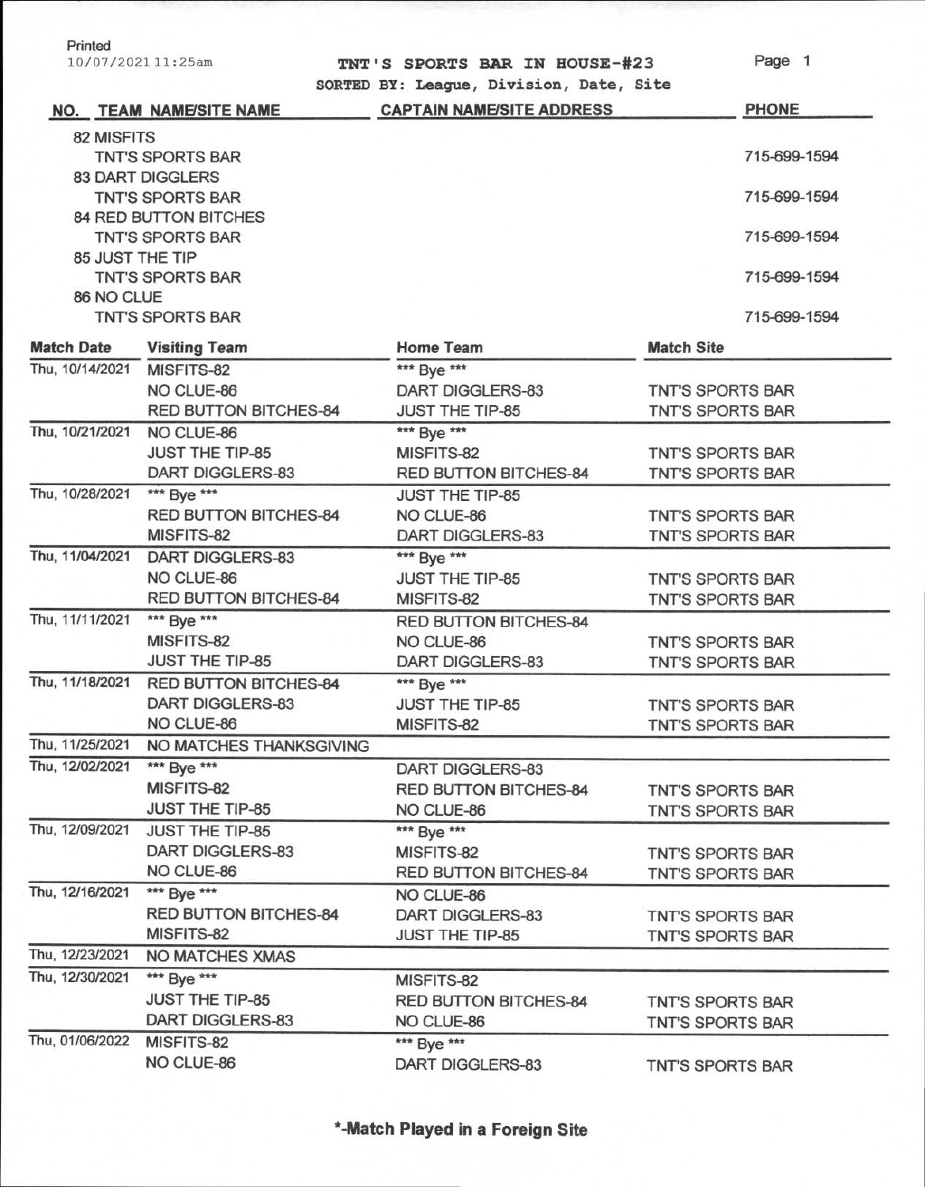Printed
10/07/2021 11:25am

# TNT'S SPORTS BAR IN HOUSE-#23

SORTED BY: League, Division, Date, Site

| NO. | TEAM NAME/SITE NAME | CAPTAIN NAME/SITE ADDRESS | PHONE |
|---|---|---|---|
| 82 | MISFITS | | |
| | TNT'S SPORTS BAR | | 715-699-1594 |
| 83 | DART DIGGLERS | | |
| | TNT'S SPORTS BAR | | 715-699-1594 |
| 84 | RED BUTTON BITCHES | | |
| | TNT'S SPORTS BAR | | 715-699-1594 |
| 85 | JUST THE TIP | | |
| | TNT'S SPORTS BAR | | 715-699-1594 |
| 86 | NO CLUE | | |
| | TNT'S SPORTS BAR | | 715-699-1594 |

| Match Date | Visiting Team | Home Team | Match Site |
|---|---|---|---|
| Thu, 10/14/2021 | MISFITS-82 | *** Bye *** | |
| | NO CLUE-86 | DART DIGGLERS-83 | TNT'S SPORTS BAR |
| | RED BUTTON BITCHES-84 | JUST THE TIP-85 | TNT'S SPORTS BAR |
| Thu, 10/21/2021 | NO CLUE-86 | *** Bye *** | |
| | JUST THE TIP-85 | MISFITS-82 | TNT'S SPORTS BAR |
| | DART DIGGLERS-83 | RED BUTTON BITCHES-84 | TNT'S SPORTS BAR |
| Thu, 10/28/2021 | *** Bye *** | JUST THE TIP-85 | |
| | RED BUTTON BITCHES-84 | NO CLUE-86 | TNT'S SPORTS BAR |
| | MISFITS-82 | DART DIGGLERS-83 | TNT'S SPORTS BAR |
| Thu, 11/04/2021 | DART DIGGLERS-83 | *** Bye *** | |
| | NO CLUE-86 | JUST THE TIP-85 | TNT'S SPORTS BAR |
| | RED BUTTON BITCHES-84 | MISFITS-82 | TNT'S SPORTS BAR |
| Thu, 11/11/2021 | *** Bye *** | RED BUTTON BITCHES-84 | |
| | MISFITS-82 | NO CLUE-86 | TNT'S SPORTS BAR |
| | JUST THE TIP-85 | DART DIGGLERS-83 | TNT'S SPORTS BAR |
| Thu, 11/18/2021 | RED BUTTON BITCHES-84 | *** Bye *** | |
| | DART DIGGLERS-83 | JUST THE TIP-85 | TNT'S SPORTS BAR |
| | NO CLUE-86 | MISFITS-82 | TNT'S SPORTS BAR |
| Thu, 11/25/2021 | NO MATCHES THANKSGIVING | | |
| Thu, 12/02/2021 | *** Bye *** | DART DIGGLERS-83 | |
| | MISFITS-82 | RED BUTTON BITCHES-84 | TNT'S SPORTS BAR |
| | JUST THE TIP-85 | NO CLUE-86 | TNT'S SPORTS BAR |
| Thu, 12/09/2021 | JUST THE TIP-85 | *** Bye *** | |
| | DART DIGGLERS-83 | MISFITS-82 | TNT'S SPORTS BAR |
| | NO CLUE-86 | RED BUTTON BITCHES-84 | TNT'S SPORTS BAR |
| Thu, 12/16/2021 | *** Bye *** | NO CLUE-86 | |
| | RED BUTTON BITCHES-84 | DART DIGGLERS-83 | TNT'S SPORTS BAR |
| | MISFITS-82 | JUST THE TIP-85 | TNT'S SPORTS BAR |
| Thu, 12/23/2021 | NO MATCHES XMAS | | |
| Thu, 12/30/2021 | *** Bye *** | MISFITS-82 | |
| | JUST THE TIP-85 | RED BUTTON BITCHES-84 | TNT'S SPORTS BAR |
| | DART DIGGLERS-83 | NO CLUE-86 | TNT'S SPORTS BAR |
| Thu, 01/06/2022 | MISFITS-82 | *** Bye *** | |
| | NO CLUE-86 | DART DIGGLERS-83 | TNT'S SPORTS BAR |

**\*-Match Played in a Foreign Site**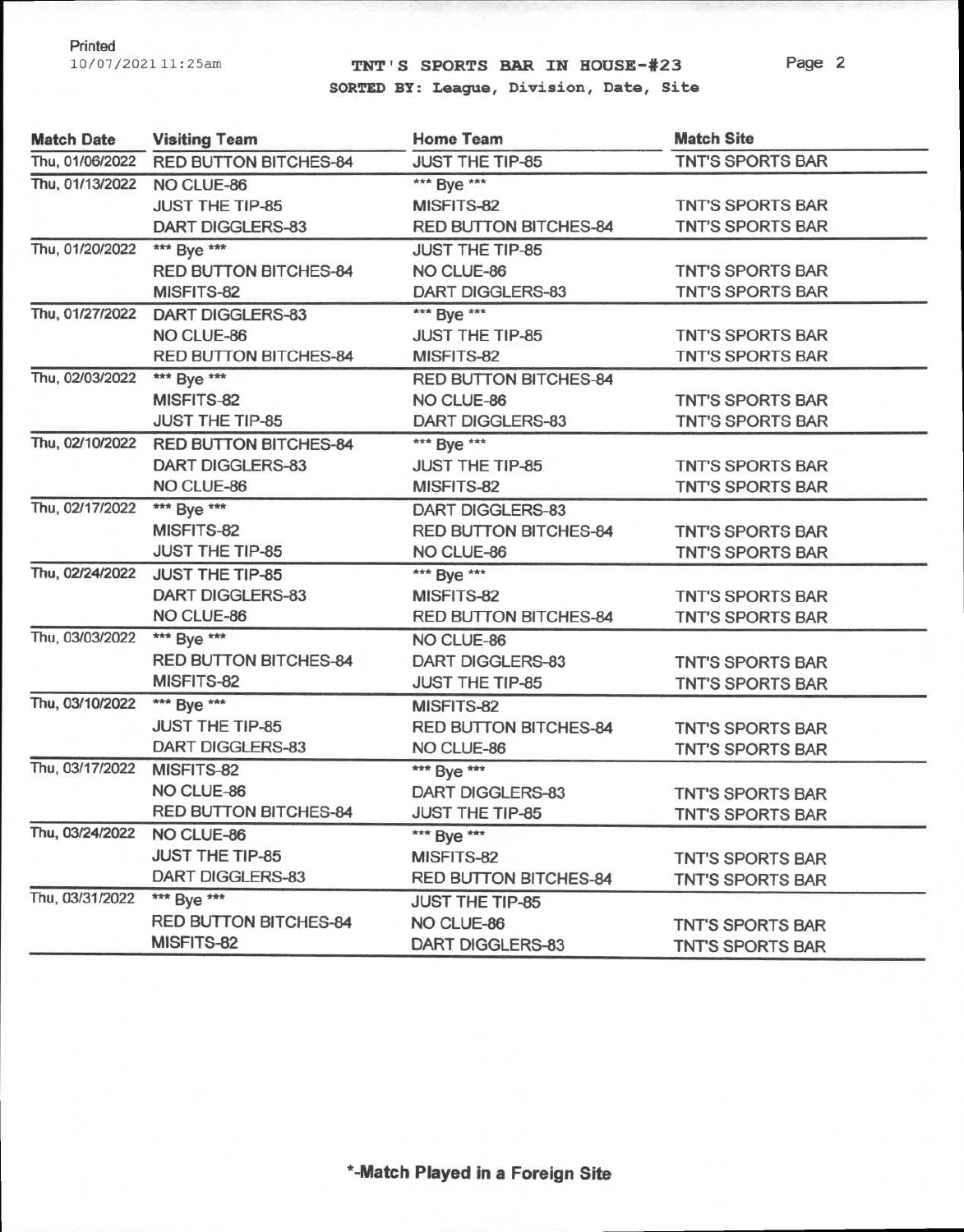Printed
10/07/2021 11:25am

# TNT'S SPORTS BAR IN HOUSE-#23

**SORTED BY: League, Division, Date, Site**

| Match Date | Visiting Team | Home Team | Match Site |
|---|---|---|---|
| Thu, 01/06/2022 | RED BUTTON BITCHES-84 | JUST THE TIP-85 | TNT'S SPORTS BAR |
| Thu, 01/13/2022 | NO CLUE-86 | *** Bye *** | |
| | JUST THE TIP-85 | MISFITS-82 | TNT'S SPORTS BAR |
| | DART DIGGLERS-83 | RED BUTTON BITCHES-84 | TNT'S SPORTS BAR |
| Thu, 01/20/2022 | *** Bye *** | JUST THE TIP-85 | |
| | RED BUTTON BITCHES-84 | NO CLUE-86 | TNT'S SPORTS BAR |
| | MISFITS-82 | DART DIGGLERS-83 | TNT'S SPORTS BAR |
| Thu, 01/27/2022 | DART DIGGLERS-83 | *** Bye *** | |
| | NO CLUE-86 | JUST THE TIP-85 | TNT'S SPORTS BAR |
| | RED BUTTON BITCHES-84 | MISFITS-82 | TNT'S SPORTS BAR |
| Thu, 02/03/2022 | *** Bye *** | RED BUTTON BITCHES-84 | |
| | MISFITS-82 | NO CLUE-86 | TNT'S SPORTS BAR |
| | JUST THE TIP-85 | DART DIGGLERS-83 | TNT'S SPORTS BAR |
| Thu, 02/10/2022 | RED BUTTON BITCHES-84 | *** Bye *** | |
| | DART DIGGLERS-83 | JUST THE TIP-85 | TNT'S SPORTS BAR |
| | NO CLUE-86 | MISFITS-82 | TNT'S SPORTS BAR |
| Thu, 02/17/2022 | *** Bye *** | DART DIGGLERS-83 | |
| | MISFITS-82 | RED BUTTON BITCHES-84 | TNT'S SPORTS BAR |
| | JUST THE TIP-85 | NO CLUE-86 | TNT'S SPORTS BAR |
| Thu, 02/24/2022 | JUST THE TIP-85 | *** Bye *** | |
| | DART DIGGLERS-83 | MISFITS-82 | TNT'S SPORTS BAR |
| | NO CLUE-86 | RED BUTTON BITCHES-84 | TNT'S SPORTS BAR |
| Thu, 03/03/2022 | *** Bye *** | NO CLUE-86 | |
| | RED BUTTON BITCHES-84 | DART DIGGLERS-83 | TNT'S SPORTS BAR |
| | MISFITS-82 | JUST THE TIP-85 | TNT'S SPORTS BAR |
| Thu, 03/10/2022 | *** Bye *** | MISFITS-82 | |
| | JUST THE TIP-85 | RED BUTTON BITCHES-84 | TNT'S SPORTS BAR |
| | DART DIGGLERS-83 | NO CLUE-86 | TNT'S SPORTS BAR |
| Thu, 03/17/2022 | MISFITS-82 | *** Bye *** | |
| | NO CLUE-86 | DART DIGGLERS-83 | TNT'S SPORTS BAR |
| | RED BUTTON BITCHES-84 | JUST THE TIP-85 | TNT'S SPORTS BAR |
| Thu, 03/24/2022 | NO CLUE-86 | *** Bye *** | |
| | JUST THE TIP-85 | MISFITS-82 | TNT'S SPORTS BAR |
| | DART DIGGLERS-83 | RED BUTTON BITCHES-84 | TNT'S SPORTS BAR |
| Thu, 03/31/2022 | *** Bye *** | JUST THE TIP-85 | |
| | RED BUTTON BITCHES-84 | NO CLUE-86 | TNT'S SPORTS BAR |
| | MISFITS-82 | DART DIGGLERS-83 | TNT'S SPORTS BAR |

**\*-Match Played in a Foreign Site**